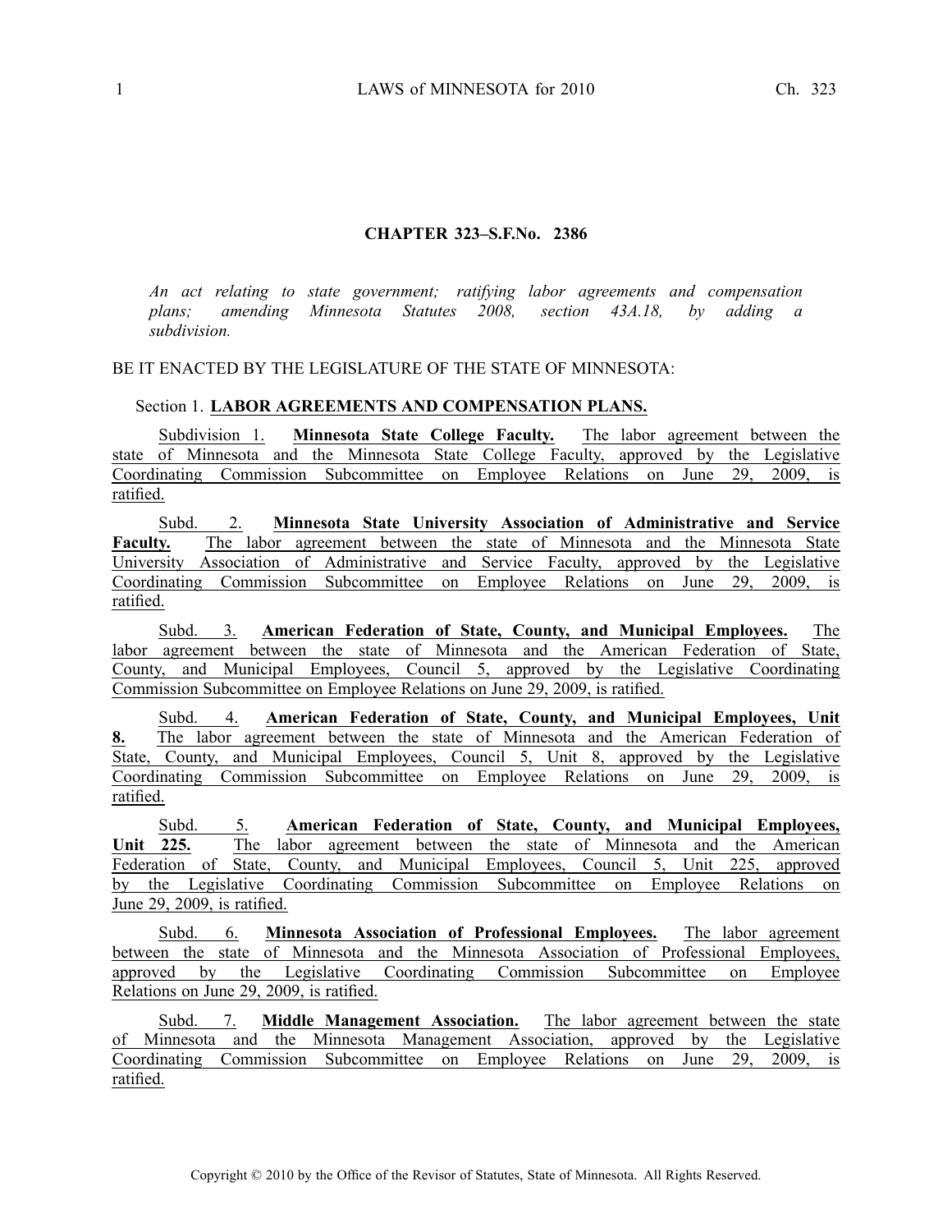## CHAPTER 323–S.F.No. 2386

*An act relating to state government; ratifying labor agreements and compensation plans; amending Minnesota Statutes 2008, section 43A.18, by adding a subdivision.*

BE IT ENACTED BY THE LEGISLATURE OF THE STATE OF MINNESOTA:

Section 1. **LABOR AGREEMENTS AND COMPENSATION PLANS.**

Subdivision 1. **Minnesota State College Faculty.** The labor agreement between the state of Minnesota and the Minnesota State College Faculty, approved by the Legislative Coordinating Commission Subcommittee on Employee Relations on June 29, 2009, is ratified.

Subd. 2. **Minnesota State University Association of Administrative and Service Faculty.** The labor agreement between the state of Minnesota and the Minnesota State University Association of Administrative and Service Faculty, approved by the Legislative Coordinating Commission Subcommittee on Employee Relations on June 29, 2009, is ratified.

Subd. 3. **American Federation of State, County, and Municipal Employees.** The labor agreement between the state of Minnesota and the American Federation of State, County, and Municipal Employees, Council 5, approved by the Legislative Coordinating Commission Subcommittee on Employee Relations on June 29, 2009, is ratified.

Subd. 4. **American Federation of State, County, and Municipal Employees, Unit 8.** The labor agreement between the state of Minnesota and the American Federation of State, County, and Municipal Employees, Council 5, Unit 8, approved by the Legislative Coordinating Commission Subcommittee on Employee Relations on June 29, 2009, is ratified.

Subd. 5. **American Federation of State, County, and Municipal Employees, Unit 225.** The labor agreement between the state of Minnesota and the American Federation of State, County, and Municipal Employees, Council 5, Unit 225, approved by the Legislative Coordinating Commission Subcommittee on Employee Relations on June 29, 2009, is ratified.

Subd. 6. **Minnesota Association of Professional Employees.** The labor agreement between the state of Minnesota and the Minnesota Association of Professional Employees, approved by the Legislative Coordinating Commission Subcommittee on Employee Relations on June 29, 2009, is ratified.

Subd. 7. **Middle Management Association.** The labor agreement between the state of Minnesota and the Minnesota Management Association, approved by the Legislative Coordinating Commission Subcommittee on Employee Relations on June 29, 2009, is ratified.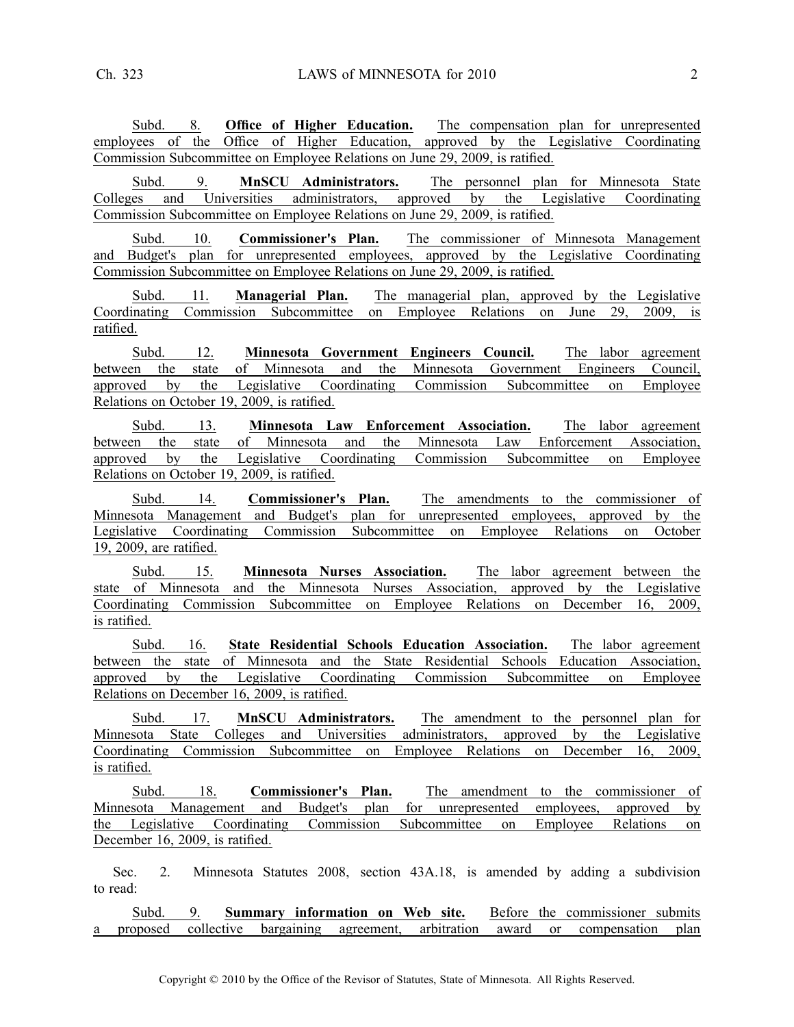Subd. 8. **Office of Higher Education.** The compensation plan for unrepresented employees of the Office of Higher Education, approved by the Legislative Coordinating Commission Subcommittee on Employee Relations on June 29, 2009, is ratified.

Subd. 9. **MnSCU Administrators.** The personnel plan for Minnesota State Colleges and Universities administrators, approved by the Legislative Coordinating Commission Subcommittee on Employee Relations on June 29, 2009, is ratified.

Subd. 10. **Commissioner's Plan.** The commissioner of Minnesota Management and Budget's plan for unrepresented employees, approved by the Legislative Coordinating Commission Subcommittee on Employee Relations on June 29, 2009, is ratified.

Subd. 11. **Managerial Plan.** The managerial plan, approved by the Legislative Coordinating Commission Subcommittee on Employee Relations on June 29, 2009, is ratified.

Subd. 12. **Minnesota Government Engineers Council.** The labor agreement between the state of Minnesota and the Minnesota Government Engineers Council, approved by the Legislative Coordinating Commission Subcommittee on Employee Relations on October 19, 2009, is ratified.

Subd. 13. **Minnesota Law Enforcement Association.** The labor agreement between the state of Minnesota and the Minnesota Law Enforcement Association, approved by the Legislative Coordinating Commission Subcommittee on Employee Relations on October 19, 2009, is ratified.

Subd. 14. **Commissioner's Plan.** The amendments to the commissioner of Minnesota Management and Budget's plan for unrepresented employees, approved by the Legislative Coordinating Commission Subcommittee on Employee Relations on October 19, 2009, are ratified.

Subd. 15. **Minnesota Nurses Association.** The labor agreement between the state of Minnesota and the Minnesota Nurses Association, approved by the Legislative Coordinating Commission Subcommittee on Employee Relations on December 16, 2009, is ratified.

Subd. 16. **State Residential Schools Education Association.** The labor agreement between the state of Minnesota and the State Residential Schools Education Association, approved by the Legislative Coordinating Commission Subcommittee on Employee Relations on December 16, 2009, is ratified.

Subd. 17. **MnSCU Administrators.** The amendment to the personnel plan for Minnesota State Colleges and Universities administrators, approved by the Legislative Coordinating Commission Subcommittee on Employee Relations on December 16, 2009, is ratified.

Subd. 18. **Commissioner's Plan.** The amendment to the commissioner of Minnesota Management and Budget's plan for unrepresented employees, approved by the Legislative Coordinating Commission Subcommittee on Employee Relations on December 16, 2009, is ratified.

Sec. 2. Minnesota Statutes 2008, section 43A.18, is amended by adding a subdivision to read:

Subd. 9. **Summary information on Web site.** Before the commissioner submits a proposed collective bargaining agreement, arbitration award or compensation plan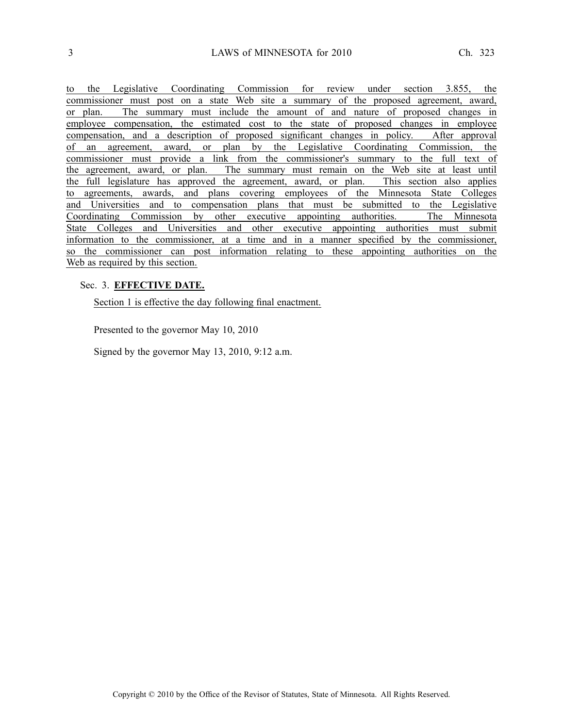to the Legislative Coordinating Commission for review under section 3.855, the commissioner must post on a state Web site a summary of the proposed agreement, award, or plan. The summary must include the amount of and nature of proposed changes in employee compensation, the estimated cost to the state of proposed changes in employee compensation, and a description of proposed significant changes in policy. After approval of an agreement, award, or plan by the Legislative Coordinating Commission, the commissioner must provide a link from the commissioner's summary to the full text of the agreement, award, or plan. The summary must remain on the Web site at least until the full legislature has approved the agreement, award, or plan. This section also applies to agreements, awards, and plans covering employees of the Minnesota State Colleges and Universities and to compensation plans that must be submitted to the Legislative Coordinating Commission by other executive appointing authorities. The Minnesota State Colleges and Universities and other executive appointing authorities must submit information to the commissioner, at a time and in a manner specified by the commissioner, so the commissioner can post information relating to these appointing authorities on the Web as required by this section.

Sec. 3. **EFFECTIVE DATE.**

Section 1 is effective the day following final enactment.

Presented to the governor May 10, 2010

Signed by the governor May 13, 2010, 9:12 a.m.